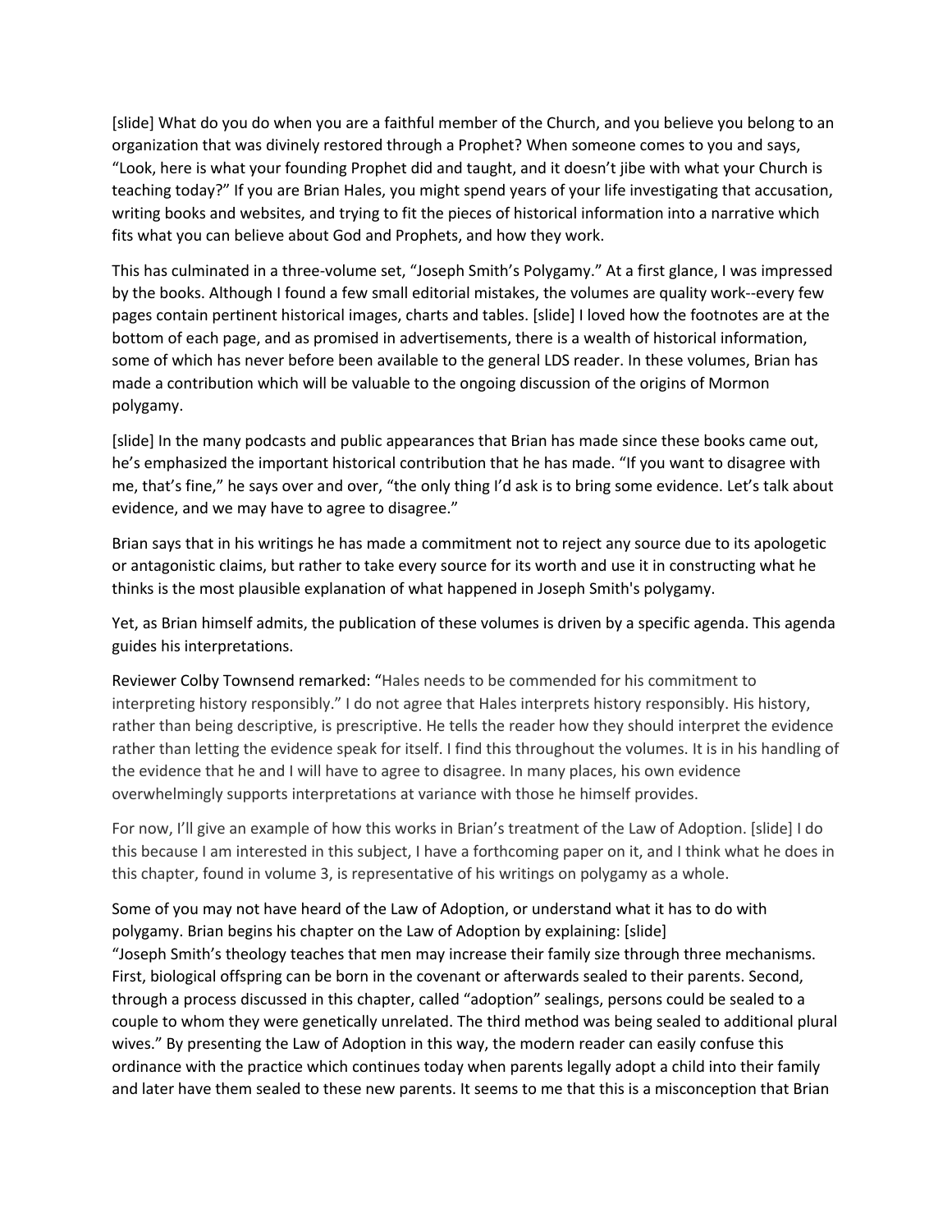[slide] What do you do when you are a faithful member of the Church, and you believe you belong to an organization that was divinely restored through a Prophet? When someone comes to you and says, "Look, here is what your founding Prophet did and taught, and it doesn't jibe with what your Church is teaching today?" If you are Brian Hales, you might spend years of your life investigating that accusation, writing books and websites, and trying to fit the pieces of historical information into a narrative which fits what you can believe about God and Prophets, and how they work.

This has culminated in a three-volume set, "Joseph Smith's Polygamy." At a first glance, I was impressed by the books. Although I found a few small editorial mistakes, the volumes are quality work--every few pages contain pertinent historical images, charts and tables. [slide] I loved how the footnotes are at the bottom of each page, and as promised in advertisements, there is a wealth of historical information, some of which has never before been available to the general LDS reader. In these volumes, Brian has made a contribution which will be valuable to the ongoing discussion of the origins of Mormon polygamy.

[slide] In the many podcasts and public appearances that Brian has made since these books came out, he's emphasized the important historical contribution that he has made. "If you want to disagree with me, that's fine," he says over and over, "the only thing I'd ask is to bring some evidence. Let's talk about evidence, and we may have to agree to disagree."

Brian says that in his writings he has made a commitment not to reject any source due to its apologetic or antagonistic claims, but rather to take every source for its worth and use it in constructing what he thinks is the most plausible explanation of what happened in Joseph Smith's polygamy.

Yet, as Brian himself admits, the publication of these volumes is driven by a specific agenda. This agenda guides his interpretations.

Reviewer Colby Townsend remarked: "Hales needs to be commended for his commitment to interpreting history responsibly." I do not agree that Hales interprets history responsibly. His history, rather than being descriptive, is prescriptive. He tells the reader how they should interpret the evidence rather than letting the evidence speak for itself. I find this throughout the volumes. It is in his handling of the evidence that he and I will have to agree to disagree. In many places, his own evidence overwhelmingly supports interpretations at variance with those he himself provides.

For now, I'll give an example of how this works in Brian's treatment of the Law of Adoption. [slide] I do this because I am interested in this subject, I have a forthcoming paper on it, and I think what he does in this chapter, found in volume 3, is representative of his writings on polygamy as a whole.

Some of you may not have heard of the Law of Adoption, or understand what it has to do with polygamy. Brian begins his chapter on the Law of Adoption by explaining: [slide] "Joseph Smith's theology teaches that men may increase their family size through three mechanisms. First, biological offspring can be born in the covenant or afterwards sealed to their parents. Second, through a process discussed in this chapter, called "adoption" sealings, persons could be sealed to a couple to whom they were genetically unrelated. The third method was being sealed to additional plural wives." By presenting the Law of Adoption in this way, the modern reader can easily confuse this ordinance with the practice which continues today when parents legally adopt a child into their family and later have them sealed to these new parents. It seems to me that this is a misconception that Brian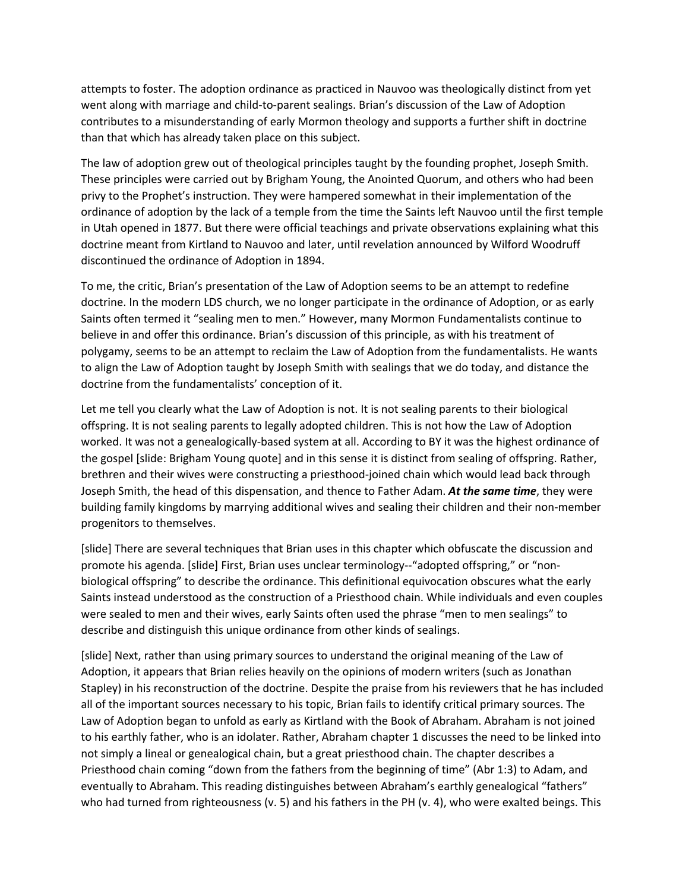attempts to foster. The adoption ordinance as practiced in Nauvoo was theologically distinct from yet went along with marriage and child-to-parent sealings. Brian's discussion of the Law of Adoption contributes to a misunderstanding of early Mormon theology and supports a further shift in doctrine than that which has already taken place on this subject.

The law of adoption grew out of theological principles taught by the founding prophet, Joseph Smith. These principles were carried out by Brigham Young, the Anointed Quorum, and others who had been privy to the Prophet's instruction. They were hampered somewhat in their implementation of the ordinance of adoption by the lack of a temple from the time the Saints left Nauvoo until the first temple in Utah opened in 1877. But there were official teachings and private observations explaining what this doctrine meant from Kirtland to Nauvoo and later, until revelation announced by Wilford Woodruff discontinued the ordinance of Adoption in 1894.

To me, the critic, Brian's presentation of the Law of Adoption seems to be an attempt to redefine doctrine. In the modern LDS church, we no longer participate in the ordinance of Adoption, or as early Saints often termed it "sealing men to men." However, many Mormon Fundamentalists continue to believe in and offer this ordinance. Brian's discussion of this principle, as with his treatment of polygamy, seems to be an attempt to reclaim the Law of Adoption from the fundamentalists. He wants to align the Law of Adoption taught by Joseph Smith with sealings that we do today, and distance the doctrine from the fundamentalists' conception of it.

Let me tell you clearly what the Law of Adoption is not. It is not sealing parents to their biological offspring. It is not sealing parents to legally adopted children. This is not how the Law of Adoption worked. It was not a genealogically-based system at all. According to BY it was the highest ordinance of the gospel [slide: Brigham Young quote] and in this sense it is distinct from sealing of offspring. Rather, brethren and their wives were constructing a priesthood-joined chain which would lead back through Joseph Smith, the head of this dispensation, and thence to Father Adam. ***At the same time***, they were building family kingdoms by marrying additional wives and sealing their children and their non-member progenitors to themselves.

[slide] There are several techniques that Brian uses in this chapter which obfuscate the discussion and promote his agenda. [slide] First, Brian uses unclear terminology--"adopted offspring," or "non-biological offspring" to describe the ordinance. This definitional equivocation obscures what the early Saints instead understood as the construction of a Priesthood chain. While individuals and even couples were sealed to men and their wives, early Saints often used the phrase "men to men sealings" to describe and distinguish this unique ordinance from other kinds of sealings.

[slide] Next, rather than using primary sources to understand the original meaning of the Law of Adoption, it appears that Brian relies heavily on the opinions of modern writers (such as Jonathan Stapley) in his reconstruction of the doctrine. Despite the praise from his reviewers that he has included all of the important sources necessary to his topic, Brian fails to identify critical primary sources. The Law of Adoption began to unfold as early as Kirtland with the Book of Abraham. Abraham is not joined to his earthly father, who is an idolater. Rather, Abraham chapter 1 discusses the need to be linked into not simply a lineal or genealogical chain, but a great priesthood chain. The chapter describes a Priesthood chain coming "down from the fathers from the beginning of time" (Abr 1:3) to Adam, and eventually to Abraham. This reading distinguishes between Abraham's earthly genealogical "fathers" who had turned from righteousness (v. 5) and his fathers in the PH (v. 4), who were exalted beings. This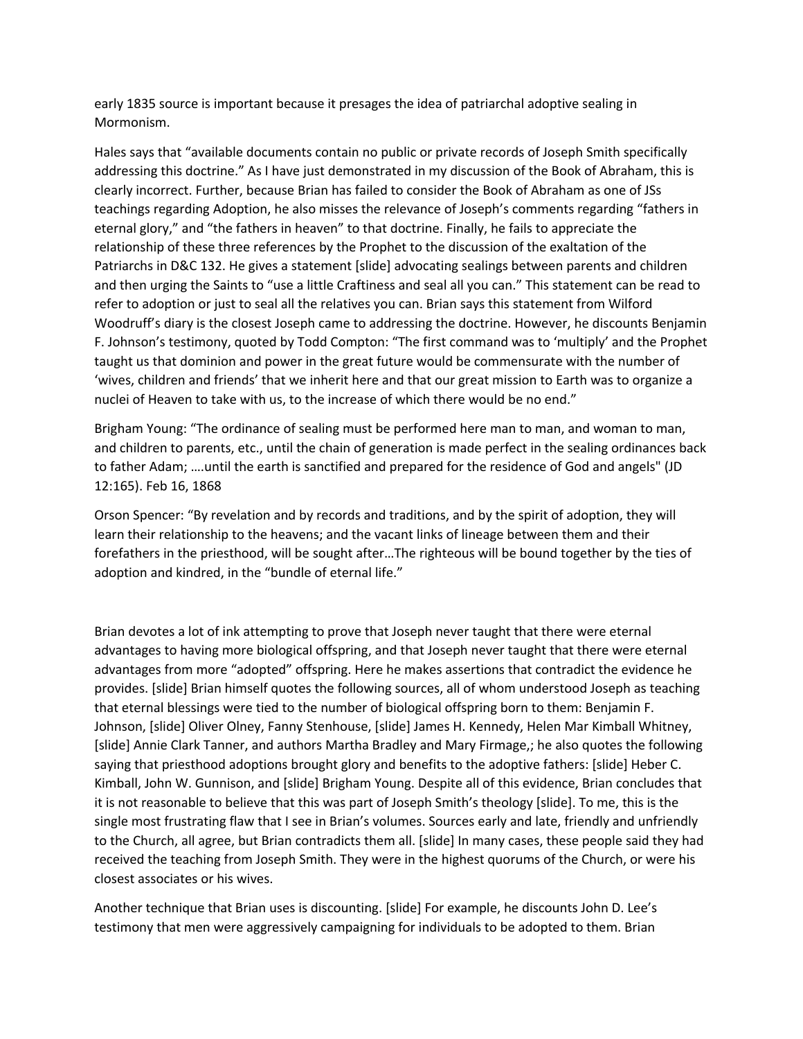early 1835 source is important because it presages the idea of patriarchal adoptive sealing in Mormonism.

Hales says that "available documents contain no public or private records of Joseph Smith specifically addressing this doctrine." As I have just demonstrated in my discussion of the Book of Abraham, this is clearly incorrect. Further, because Brian has failed to consider the Book of Abraham as one of JSs teachings regarding Adoption, he also misses the relevance of Joseph's comments regarding "fathers in eternal glory," and "the fathers in heaven" to that doctrine. Finally, he fails to appreciate the relationship of these three references by the Prophet to the discussion of the exaltation of the Patriarchs in D&C 132. He gives a statement [slide] advocating sealings between parents and children and then urging the Saints to "use a little Craftiness and seal all you can." This statement can be read to refer to adoption or just to seal all the relatives you can. Brian says this statement from Wilford Woodruff's diary is the closest Joseph came to addressing the doctrine. However, he discounts Benjamin F. Johnson's testimony, quoted by Todd Compton: "The first command was to 'multiply' and the Prophet taught us that dominion and power in the great future would be commensurate with the number of 'wives, children and friends' that we inherit here and that our great mission to Earth was to organize a nuclei of Heaven to take with us, to the increase of which there would be no end."

Brigham Young: "The ordinance of sealing must be performed here man to man, and woman to man, and children to parents, etc., until the chain of generation is made perfect in the sealing ordinances back to father Adam; ….until the earth is sanctified and prepared for the residence of God and angels" (JD 12:165). Feb 16, 1868

Orson Spencer: "By revelation and by records and traditions, and by the spirit of adoption, they will learn their relationship to the heavens; and the vacant links of lineage between them and their forefathers in the priesthood, will be sought after…The righteous will be bound together by the ties of adoption and kindred, in the "bundle of eternal life."

Brian devotes a lot of ink attempting to prove that Joseph never taught that there were eternal advantages to having more biological offspring, and that Joseph never taught that there were eternal advantages from more "adopted" offspring. Here he makes assertions that contradict the evidence he provides. [slide] Brian himself quotes the following sources, all of whom understood Joseph as teaching that eternal blessings were tied to the number of biological offspring born to them: Benjamin F. Johnson, [slide] Oliver Olney, Fanny Stenhouse, [slide] James H. Kennedy, Helen Mar Kimball Whitney, [slide] Annie Clark Tanner, and authors Martha Bradley and Mary Firmage,; he also quotes the following saying that priesthood adoptions brought glory and benefits to the adoptive fathers: [slide] Heber C. Kimball, John W. Gunnison, and [slide] Brigham Young. Despite all of this evidence, Brian concludes that it is not reasonable to believe that this was part of Joseph Smith's theology [slide]. To me, this is the single most frustrating flaw that I see in Brian's volumes. Sources early and late, friendly and unfriendly to the Church, all agree, but Brian contradicts them all. [slide] In many cases, these people said they had received the teaching from Joseph Smith. They were in the highest quorums of the Church, or were his closest associates or his wives.

Another technique that Brian uses is discounting. [slide] For example, he discounts John D. Lee's testimony that men were aggressively campaigning for individuals to be adopted to them. Brian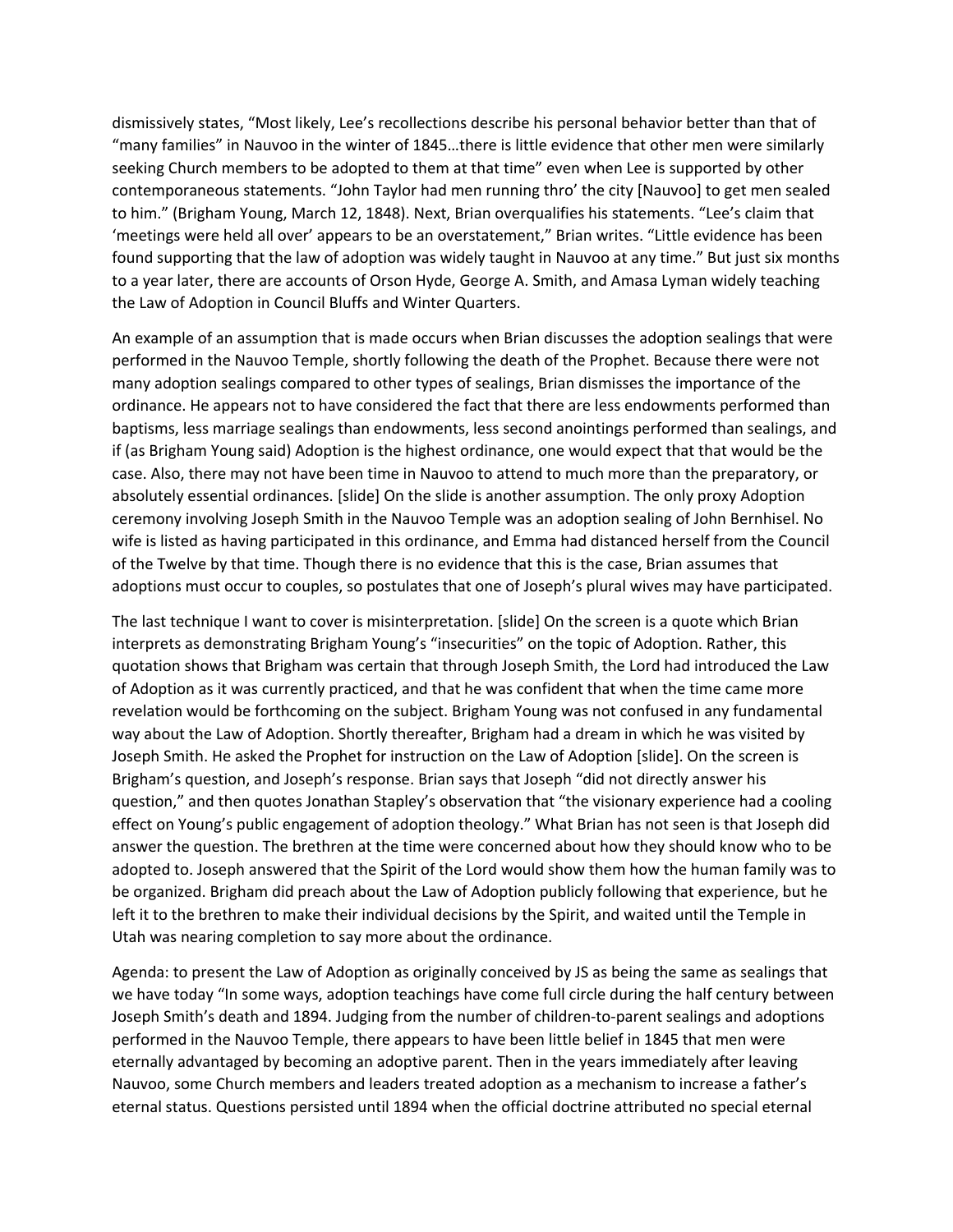dismissively states, "Most likely, Lee's recollections describe his personal behavior better than that of "many families" in Nauvoo in the winter of 1845…there is little evidence that other men were similarly seeking Church members to be adopted to them at that time" even when Lee is supported by other contemporaneous statements. "John Taylor had men running thro' the city [Nauvoo] to get men sealed to him." (Brigham Young, March 12, 1848). Next, Brian overqualifies his statements. "Lee's claim that 'meetings were held all over' appears to be an overstatement," Brian writes. "Little evidence has been found supporting that the law of adoption was widely taught in Nauvoo at any time." But just six months to a year later, there are accounts of Orson Hyde, George A. Smith, and Amasa Lyman widely teaching the Law of Adoption in Council Bluffs and Winter Quarters.

An example of an assumption that is made occurs when Brian discusses the adoption sealings that were performed in the Nauvoo Temple, shortly following the death of the Prophet. Because there were not many adoption sealings compared to other types of sealings, Brian dismisses the importance of the ordinance. He appears not to have considered the fact that there are less endowments performed than baptisms, less marriage sealings than endowments, less second anointings performed than sealings, and if (as Brigham Young said) Adoption is the highest ordinance, one would expect that that would be the case. Also, there may not have been time in Nauvoo to attend to much more than the preparatory, or absolutely essential ordinances. [slide] On the slide is another assumption. The only proxy Adoption ceremony involving Joseph Smith in the Nauvoo Temple was an adoption sealing of John Bernhisel. No wife is listed as having participated in this ordinance, and Emma had distanced herself from the Council of the Twelve by that time. Though there is no evidence that this is the case, Brian assumes that adoptions must occur to couples, so postulates that one of Joseph's plural wives may have participated.

The last technique I want to cover is misinterpretation. [slide] On the screen is a quote which Brian interprets as demonstrating Brigham Young's "insecurities" on the topic of Adoption. Rather, this quotation shows that Brigham was certain that through Joseph Smith, the Lord had introduced the Law of Adoption as it was currently practiced, and that he was confident that when the time came more revelation would be forthcoming on the subject. Brigham Young was not confused in any fundamental way about the Law of Adoption. Shortly thereafter, Brigham had a dream in which he was visited by Joseph Smith. He asked the Prophet for instruction on the Law of Adoption [slide]. On the screen is Brigham's question, and Joseph's response. Brian says that Joseph "did not directly answer his question," and then quotes Jonathan Stapley's observation that "the visionary experience had a cooling effect on Young's public engagement of adoption theology." What Brian has not seen is that Joseph did answer the question. The brethren at the time were concerned about how they should know who to be adopted to. Joseph answered that the Spirit of the Lord would show them how the human family was to be organized. Brigham did preach about the Law of Adoption publicly following that experience, but he left it to the brethren to make their individual decisions by the Spirit, and waited until the Temple in Utah was nearing completion to say more about the ordinance.

Agenda: to present the Law of Adoption as originally conceived by JS as being the same as sealings that we have today "In some ways, adoption teachings have come full circle during the half century between Joseph Smith's death and 1894. Judging from the number of children-to-parent sealings and adoptions performed in the Nauvoo Temple, there appears to have been little belief in 1845 that men were eternally advantaged by becoming an adoptive parent. Then in the years immediately after leaving Nauvoo, some Church members and leaders treated adoption as a mechanism to increase a father's eternal status. Questions persisted until 1894 when the official doctrine attributed no special eternal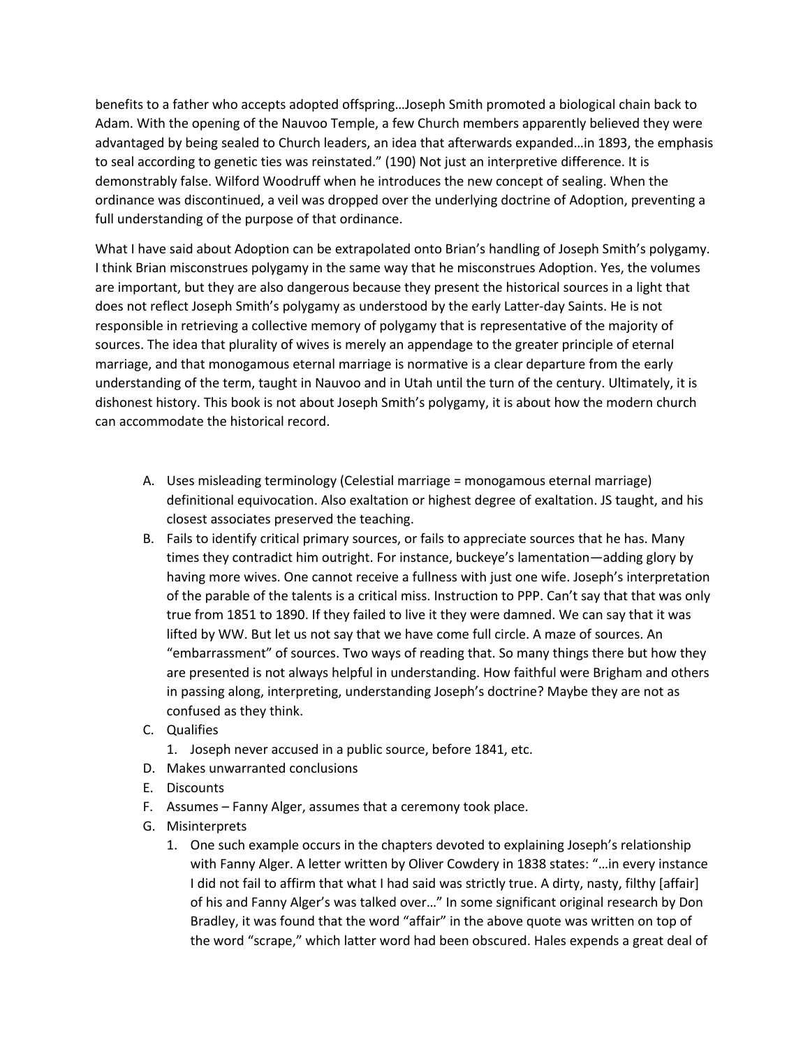benefits to a father who accepts adopted offspring…Joseph Smith promoted a biological chain back to Adam. With the opening of the Nauvoo Temple, a few Church members apparently believed they were advantaged by being sealed to Church leaders, an idea that afterwards expanded…in 1893, the emphasis to seal according to genetic ties was reinstated." (190) Not just an interpretive difference. It is demonstrably false. Wilford Woodruff when he introduces the new concept of sealing. When the ordinance was discontinued, a veil was dropped over the underlying doctrine of Adoption, preventing a full understanding of the purpose of that ordinance.

What I have said about Adoption can be extrapolated onto Brian's handling of Joseph Smith's polygamy. I think Brian misconstrues polygamy in the same way that he misconstrues Adoption. Yes, the volumes are important, but they are also dangerous because they present the historical sources in a light that does not reflect Joseph Smith's polygamy as understood by the early Latter-day Saints. He is not responsible in retrieving a collective memory of polygamy that is representative of the majority of sources. The idea that plurality of wives is merely an appendage to the greater principle of eternal marriage, and that monogamous eternal marriage is normative is a clear departure from the early understanding of the term, taught in Nauvoo and in Utah until the turn of the century. Ultimately, it is dishonest history. This book is not about Joseph Smith's polygamy, it is about how the modern church can accommodate the historical record.

A. Uses misleading terminology (Celestial marriage = monogamous eternal marriage) definitional equivocation. Also exaltation or highest degree of exaltation. JS taught, and his closest associates preserved the teaching.
B. Fails to identify critical primary sources, or fails to appreciate sources that he has. Many times they contradict him outright. For instance, buckeye's lamentation—adding glory by having more wives. One cannot receive a fullness with just one wife. Joseph's interpretation of the parable of the talents is a critical miss. Instruction to PPP. Can't say that that was only true from 1851 to 1890. If they failed to live it they were damned. We can say that it was lifted by WW. But let us not say that we have come full circle. A maze of sources. An "embarrassment" of sources. Two ways of reading that. So many things there but how they are presented is not always helpful in understanding. How faithful were Brigham and others in passing along, interpreting, understanding Joseph's doctrine? Maybe they are not as confused as they think.
C. Qualifies
    1. Joseph never accused in a public source, before 1841, etc.
D. Makes unwarranted conclusions
E. Discounts
F. Assumes – Fanny Alger, assumes that a ceremony took place.
G. Misinterprets
    1. One such example occurs in the chapters devoted to explaining Joseph's relationship with Fanny Alger. A letter written by Oliver Cowdery in 1838 states: "…in every instance I did not fail to affirm that what I had said was strictly true. A dirty, nasty, filthy [affair] of his and Fanny Alger's was talked over…" In some significant original research by Don Bradley, it was found that the word "affair" in the above quote was written on top of the word "scrape," which latter word had been obscured. Hales expends a great deal of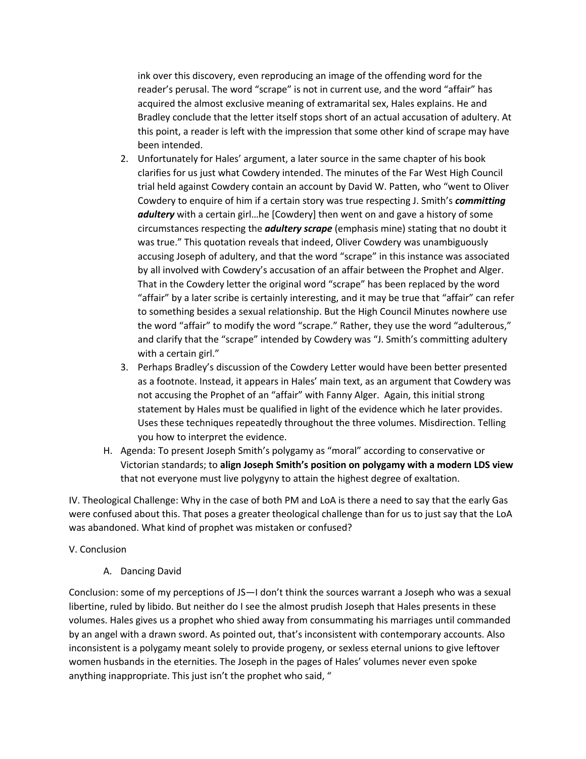ink over this discovery, even reproducing an image of the offending word for the reader's perusal. The word "scrape" is not in current use, and the word "affair" has acquired the almost exclusive meaning of extramarital sex, Hales explains. He and Bradley conclude that the letter itself stops short of an actual accusation of adultery. At this point, a reader is left with the impression that some other kind of scrape may have been intended.

2. Unfortunately for Hales' argument, a later source in the same chapter of his book clarifies for us just what Cowdery intended. The minutes of the Far West High Council trial held against Cowdery contain an account by David W. Patten, who "went to Oliver Cowdery to enquire of him if a certain story was true respecting J. Smith's ***committing adultery*** with a certain girl…he [Cowdery] then went on and gave a history of some circumstances respecting the ***adultery scrape*** (emphasis mine) stating that no doubt it was true." This quotation reveals that indeed, Oliver Cowdery was unambiguously accusing Joseph of adultery, and that the word "scrape" in this instance was associated by all involved with Cowdery's accusation of an affair between the Prophet and Alger. That in the Cowdery letter the original word "scrape" has been replaced by the word "affair" by a later scribe is certainly interesting, and it may be true that "affair" can refer to something besides a sexual relationship. But the High Council Minutes nowhere use the word "affair" to modify the word "scrape." Rather, they use the word "adulterous," and clarify that the "scrape" intended by Cowdery was "J. Smith's committing adultery with a certain girl."
3. Perhaps Bradley's discussion of the Cowdery Letter would have been better presented as a footnote. Instead, it appears in Hales' main text, as an argument that Cowdery was not accusing the Prophet of an "affair" with Fanny Alger. Again, this initial strong statement by Hales must be qualified in light of the evidence which he later provides. Uses these techniques repeatedly throughout the three volumes. Misdirection. Telling you how to interpret the evidence.

H. Agenda: To present Joseph Smith's polygamy as "moral" according to conservative or Victorian standards; to **align Joseph Smith's position on polygamy with a modern LDS view** that not everyone must live polygyny to attain the highest degree of exaltation.

IV. Theological Challenge: Why in the case of both PM and LoA is there a need to say that the early Gas were confused about this. That poses a greater theological challenge than for us to just say that the LoA was abandoned. What kind of prophet was mistaken or confused?

V. Conclusion

A. Dancing David

Conclusion: some of my perceptions of JS—I don't think the sources warrant a Joseph who was a sexual libertine, ruled by libido. But neither do I see the almost prudish Joseph that Hales presents in these volumes. Hales gives us a prophet who shied away from consummating his marriages until commanded by an angel with a drawn sword. As pointed out, that's inconsistent with contemporary accounts. Also inconsistent is a polygamy meant solely to provide progeny, or sexless eternal unions to give leftover women husbands in the eternities. The Joseph in the pages of Hales' volumes never even spoke anything inappropriate. This just isn't the prophet who said, "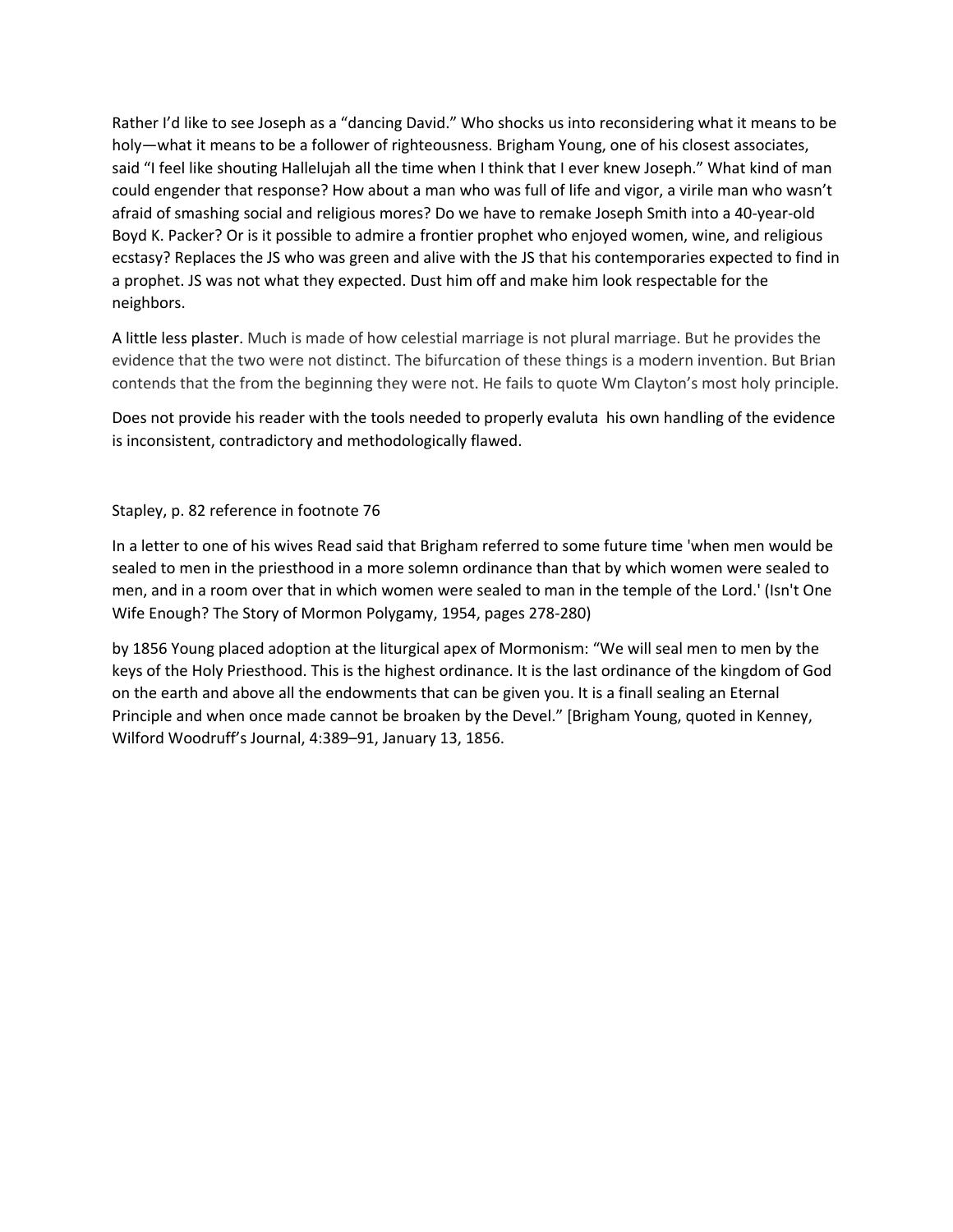Rather I'd like to see Joseph as a "dancing David." Who shocks us into reconsidering what it means to be holy—what it means to be a follower of righteousness. Brigham Young, one of his closest associates, said "I feel like shouting Hallelujah all the time when I think that I ever knew Joseph." What kind of man could engender that response? How about a man who was full of life and vigor, a virile man who wasn't afraid of smashing social and religious mores? Do we have to remake Joseph Smith into a 40-year-old Boyd K. Packer? Or is it possible to admire a frontier prophet who enjoyed women, wine, and religious ecstasy? Replaces the JS who was green and alive with the JS that his contemporaries expected to find in a prophet. JS was not what they expected. Dust him off and make him look respectable for the neighbors.

A little less plaster. Much is made of how celestial marriage is not plural marriage. But he provides the evidence that the two were not distinct. The bifurcation of these things is a modern invention. But Brian contends that the from the beginning they were not. He fails to quote Wm Clayton's most holy principle.

Does not provide his reader with the tools needed to properly evaluta his own handling of the evidence is inconsistent, contradictory and methodologically flawed.

Stapley, p. 82 reference in footnote 76

In a letter to one of his wives Read said that Brigham referred to some future time 'when men would be sealed to men in the priesthood in a more solemn ordinance than that by which women were sealed to men, and in a room over that in which women were sealed to man in the temple of the Lord.' (Isn't One Wife Enough? The Story of Mormon Polygamy, 1954, pages 278-280)

by 1856 Young placed adoption at the liturgical apex of Mormonism: "We will seal men to men by the keys of the Holy Priesthood. This is the highest ordinance. It is the last ordinance of the kingdom of God on the earth and above all the endowments that can be given you. It is a finall sealing an Eternal Principle and when once made cannot be broaken by the Devel." [Brigham Young, quoted in Kenney, Wilford Woodruff's Journal, 4:389–91, January 13, 1856.